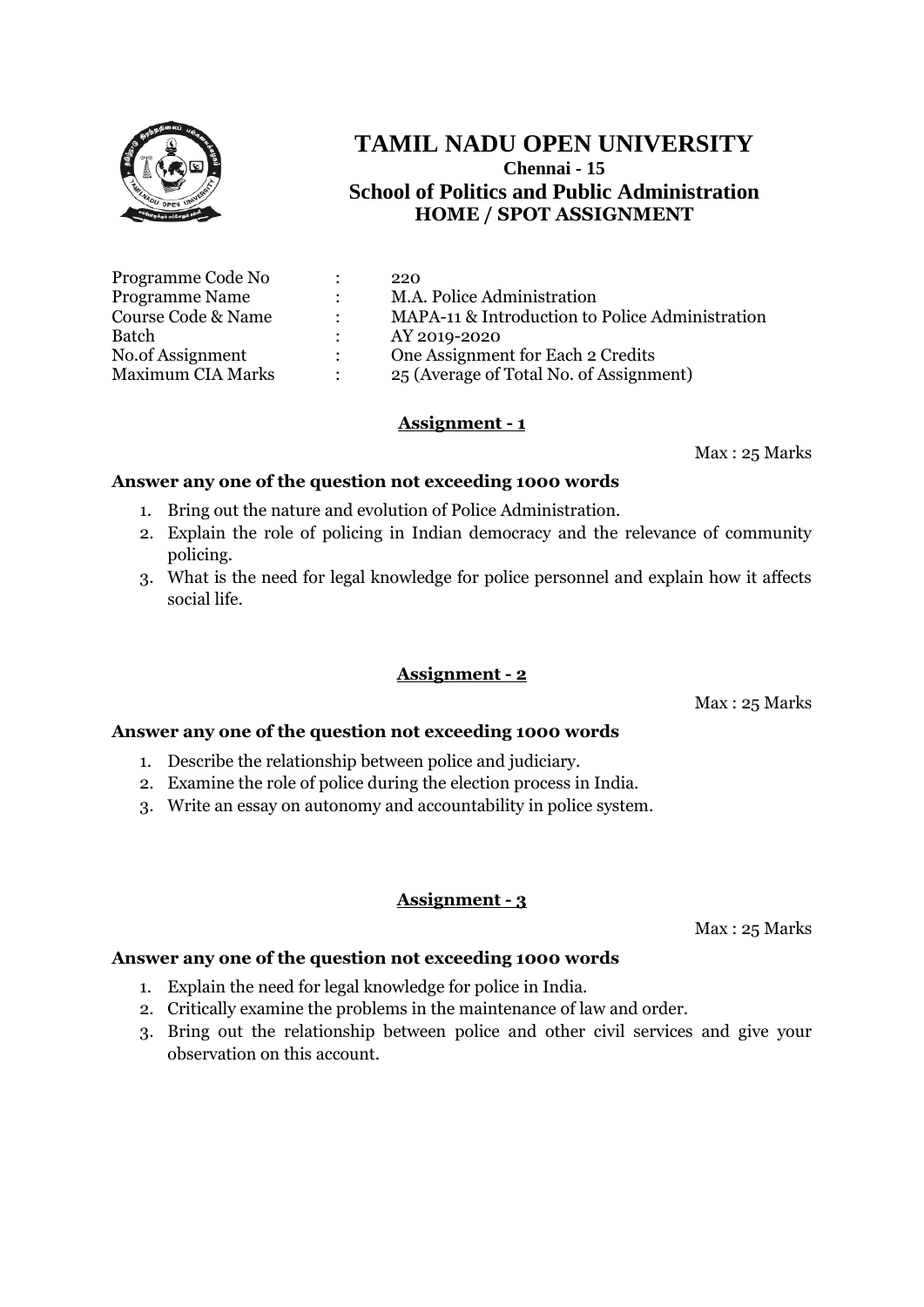# TAMIL NADU OPEN UNIVERSITY

**Chennai - 15**

## School of Politics and Public Administration

### HOME / SPOT ASSIGNMENT

| | | |
|---|---|---|
| Programme Code No | : | 220 |
| Programme Name | : | M.A. Police Administration |
| Course Code & Name | : | MAPA-11 & Introduction to Police Administration |
| Batch | : | AY 2019-2020 |
| No.of Assignment | : | One Assignment for Each 2 Credits |
| Maximum CIA Marks | : | 25 (Average of Total No. of Assignment) |

## Assignment - 1

Max : 25 Marks

**Answer any one of the question not exceeding 1000 words**

1. Bring out the nature and evolution of Police Administration.
2. Explain the role of policing in Indian democracy and the relevance of community policing.
3. What is the need for legal knowledge for police personnel and explain how it affects social life.

## Assignment - 2

Max : 25 Marks

**Answer any one of the question not exceeding 1000 words**

1. Describe the relationship between police and judiciary.
2. Examine the role of police during the election process in India.
3. Write an essay on autonomy and accountability in police system.

## Assignment - 3

Max : 25 Marks

**Answer any one of the question not exceeding 1000 words**

1. Explain the need for legal knowledge for police in India.
2. Critically examine the problems in the maintenance of law and order.
3. Bring out the relationship between police and other civil services and give your observation on this account.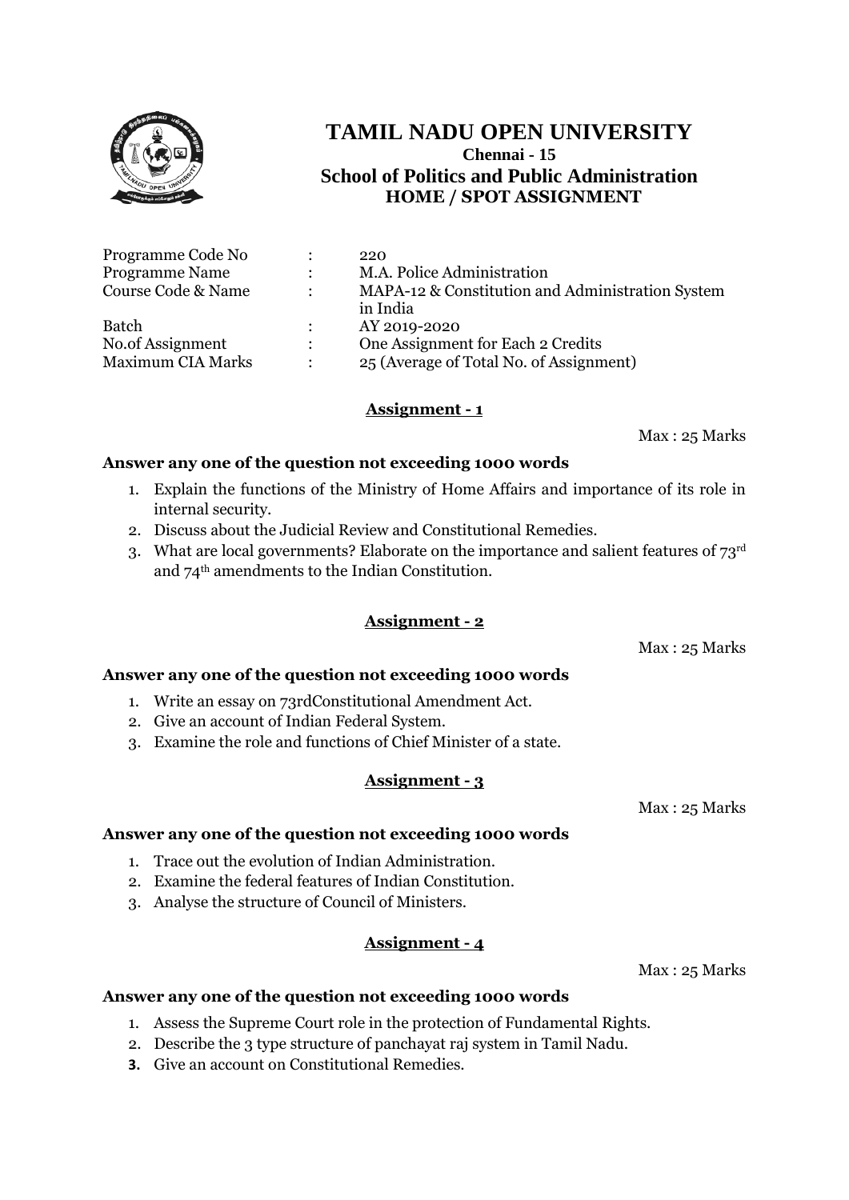# TAMIL NADU OPEN UNIVERSITY

**Chennai - 15**

## School of Politics and Public Administration

### HOME / SPOT ASSIGNMENT

| | | |
|---|---|---|
| Programme Code No | : | 220 |
| Programme Name | : | M.A. Police Administration |
| Course Code & Name | : | MAPA-12 & Constitution and Administration System in India |
| Batch | : | AY 2019-2020 |
| No.of Assignment | : | One Assignment for Each 2 Credits |
| Maximum CIA Marks | : | 25 (Average of Total No. of Assignment) |

### Assignment - 1

Max : 25 Marks

**Answer any one of the question not exceeding 1000 words**

1. Explain the functions of the Ministry of Home Affairs and importance of its role in internal security.
2. Discuss about the Judicial Review and Constitutional Remedies.
3. What are local governments? Elaborate on the importance and salient features of 73rd and 74th amendments to the Indian Constitution.

### Assignment - 2

Max : 25 Marks

**Answer any one of the question not exceeding 1000 words**

1. Write an essay on 73rdConstitutional Amendment Act.
2. Give an account of Indian Federal System.
3. Examine the role and functions of Chief Minister of a state.

### Assignment - 3

Max : 25 Marks

**Answer any one of the question not exceeding 1000 words**

1. Trace out the evolution of Indian Administration.
2. Examine the federal features of Indian Constitution.
3. Analyse the structure of Council of Ministers.

### Assignment - 4

Max : 25 Marks

**Answer any one of the question not exceeding 1000 words**

1. Assess the Supreme Court role in the protection of Fundamental Rights.
2. Describe the 3 type structure of panchayat raj system in Tamil Nadu.
3. Give an account on Constitutional Remedies.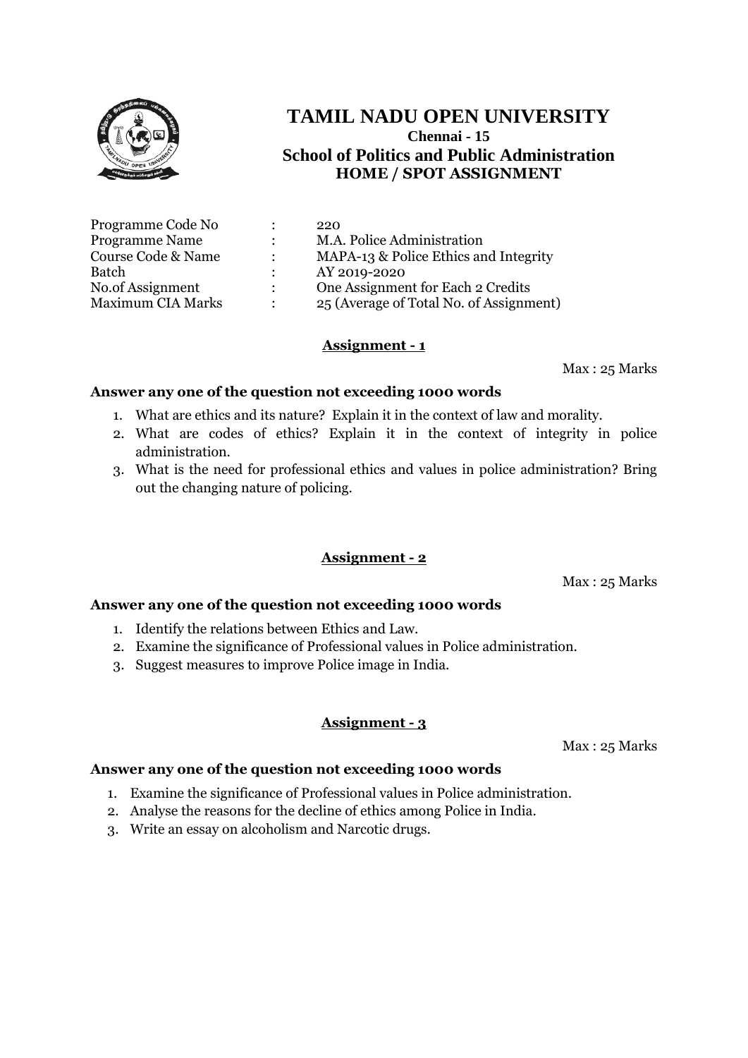# TAMIL NADU OPEN UNIVERSITY

**Chennai - 15**

## School of Politics and Public Administration

**HOME / SPOT ASSIGNMENT**

| | | |
|---|---|---|
| Programme Code No | : | 220 |
| Programme Name | : | M.A. Police Administration |
| Course Code & Name | : | MAPA-13 & Police Ethics and Integrity |
| Batch | : | AY 2019-2020 |
| No.of Assignment | : | One Assignment for Each 2 Credits |
| Maximum CIA Marks | : | 25 (Average of Total No. of Assignment) |

### Assignment - 1

Max : 25 Marks

**Answer any one of the question not exceeding 1000 words**

1. What are ethics and its nature? Explain it in the context of law and morality.
2. What are codes of ethics? Explain it in the context of integrity in police administration.
3. What is the need for professional ethics and values in police administration? Bring out the changing nature of policing.

### Assignment - 2

Max : 25 Marks

**Answer any one of the question not exceeding 1000 words**

1. Identify the relations between Ethics and Law.
2. Examine the significance of Professional values in Police administration.
3. Suggest measures to improve Police image in India.

### Assignment - 3

Max : 25 Marks

**Answer any one of the question not exceeding 1000 words**

1. Examine the significance of Professional values in Police administration.
2. Analyse the reasons for the decline of ethics among Police in India.
3. Write an essay on alcoholism and Narcotic drugs.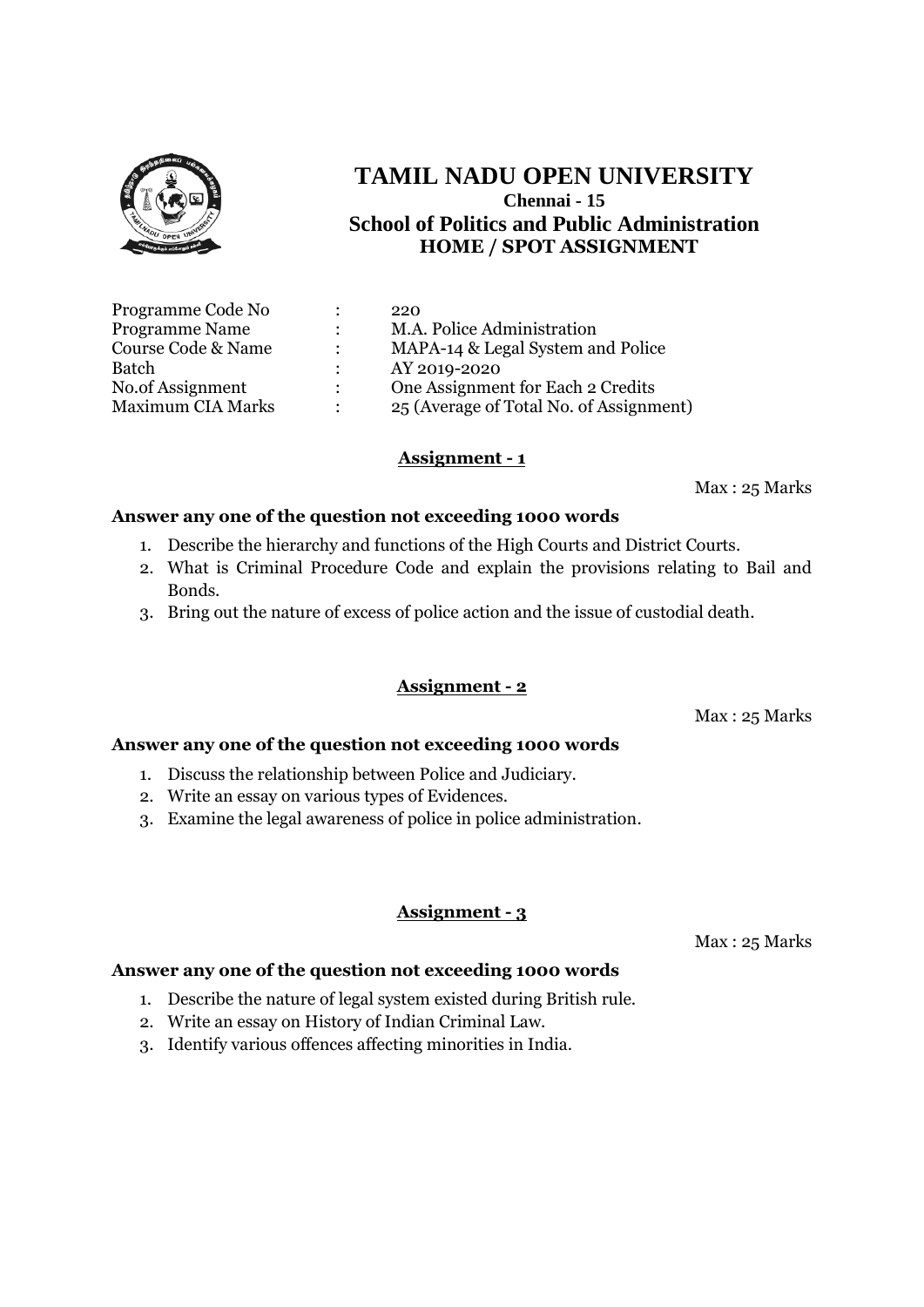# TAMIL NADU OPEN UNIVERSITY

**Chennai - 15**

## School of Politics and Public Administration

### HOME / SPOT ASSIGNMENT

| | | |
|---|---|---|
| Programme Code No | : | 220 |
| Programme Name | : | M.A. Police Administration |
| Course Code & Name | : | MAPA-14 & Legal System and Police |
| Batch | : | AY 2019-2020 |
| No.of Assignment | : | One Assignment for Each 2 Credits |
| Maximum CIA Marks | : | 25 (Average of Total No. of Assignment) |

**Assignment - 1**

Max : 25 Marks

**Answer any one of the question not exceeding 1000 words**

1. Describe the hierarchy and functions of the High Courts and District Courts.
2. What is Criminal Procedure Code and explain the provisions relating to Bail and Bonds.
3. Bring out the nature of excess of police action and the issue of custodial death.

**Assignment - 2**

Max : 25 Marks

**Answer any one of the question not exceeding 1000 words**

1. Discuss the relationship between Police and Judiciary.
2. Write an essay on various types of Evidences.
3. Examine the legal awareness of police in police administration.

**Assignment - 3**

Max : 25 Marks

**Answer any one of the question not exceeding 1000 words**

1. Describe the nature of legal system existed during British rule.
2. Write an essay on History of Indian Criminal Law.
3. Identify various offences affecting minorities in India.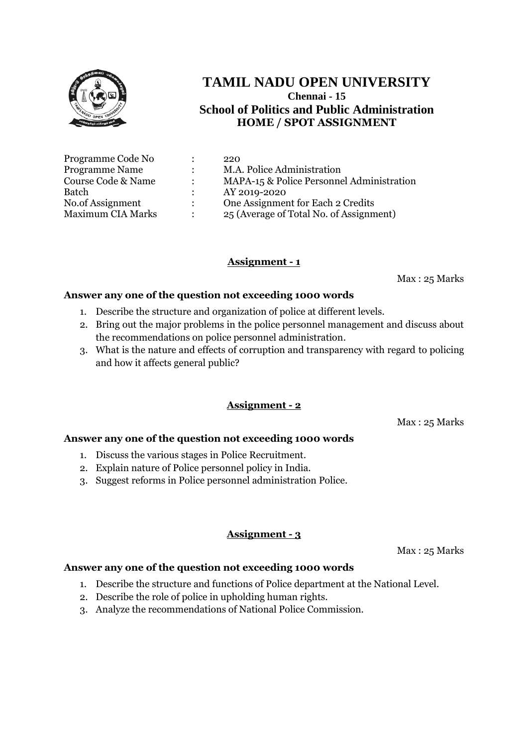# TAMIL NADU OPEN UNIVERSITY

**Chennai - 15**

**School of Politics and Public Administration**

**HOME / SPOT ASSIGNMENT**

| | | |
|---|---|---|
| Programme Code No | : | 220 |
| Programme Name | : | M.A. Police Administration |
| Course Code & Name | : | MAPA-15 & Police Personnel Administration |
| Batch | : | AY 2019-2020 |
| No.of Assignment | : | One Assignment for Each 2 Credits |
| Maximum CIA Marks | : | 25 (Average of Total No. of Assignment) |

## Assignment - 1

Max : 25 Marks

**Answer any one of the question not exceeding 1000 words**

1. Describe the structure and organization of police at different levels.
2. Bring out the major problems in the police personnel management and discuss about the recommendations on police personnel administration.
3. What is the nature and effects of corruption and transparency with regard to policing and how it affects general public?

## Assignment - 2

Max : 25 Marks

**Answer any one of the question not exceeding 1000 words**

1. Discuss the various stages in Police Recruitment.
2. Explain nature of Police personnel policy in India.
3. Suggest reforms in Police personnel administration Police.

## Assignment - 3

Max : 25 Marks

**Answer any one of the question not exceeding 1000 words**

1. Describe the structure and functions of Police department at the National Level.
2. Describe the role of police in upholding human rights.
3. Analyze the recommendations of National Police Commission.